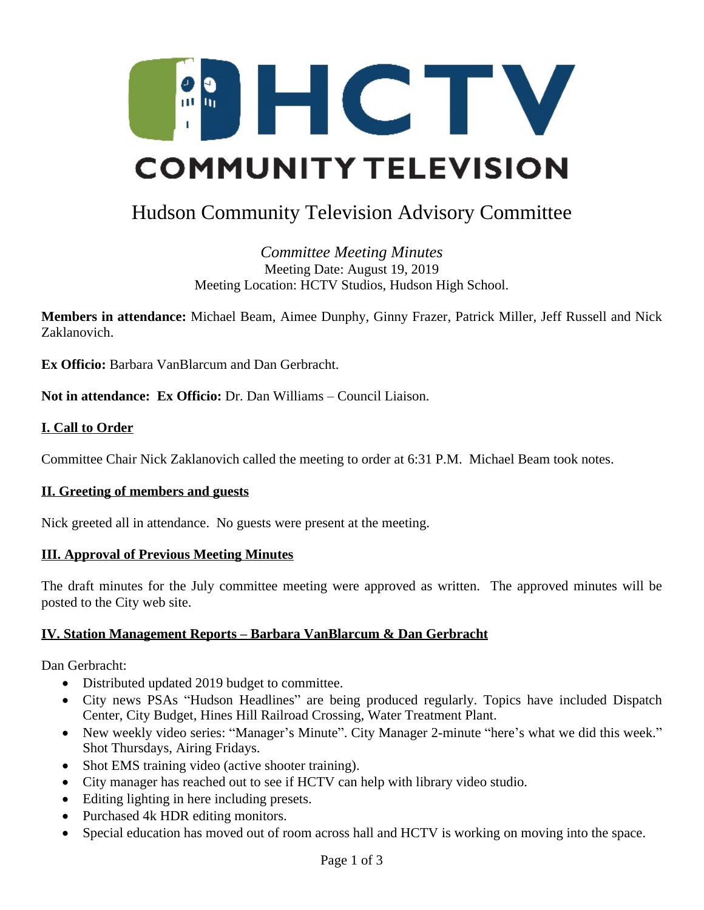HCTV COMMUNITY TELEVISION

# Hudson Community Television Advisory Committee

*Committee Meeting Minutes*
Meeting Date: August 19, 2019
Meeting Location: HCTV Studios, Hudson High School.

**Members in attendance:** Michael Beam, Aimee Dunphy, Ginny Frazer, Patrick Miller, Jeff Russell and Nick Zaklanovich.

**Ex Officio:** Barbara VanBlarcum and Dan Gerbracht.

**Not in attendance: Ex Officio:** Dr. Dan Williams – Council Liaison.

## I. Call to Order

Committee Chair Nick Zaklanovich called the meeting to order at 6:31 P.M. Michael Beam took notes.

## II. Greeting of members and guests

Nick greeted all in attendance. No guests were present at the meeting.

## III. Approval of Previous Meeting Minutes

The draft minutes for the July committee meeting were approved as written. The approved minutes will be posted to the City web site.

## IV. Station Management Reports – Barbara VanBlarcum & Dan Gerbracht

Dan Gerbracht:

- Distributed updated 2019 budget to committee.
- City news PSAs "Hudson Headlines" are being produced regularly. Topics have included Dispatch Center, City Budget, Hines Hill Railroad Crossing, Water Treatment Plant.
- New weekly video series: "Manager's Minute". City Manager 2-minute "here's what we did this week." Shot Thursdays, Airing Fridays.
- Shot EMS training video (active shooter training).
- City manager has reached out to see if HCTV can help with library video studio.
- Editing lighting in here including presets.
- Purchased 4k HDR editing monitors.
- Special education has moved out of room across hall and HCTV is working on moving into the space.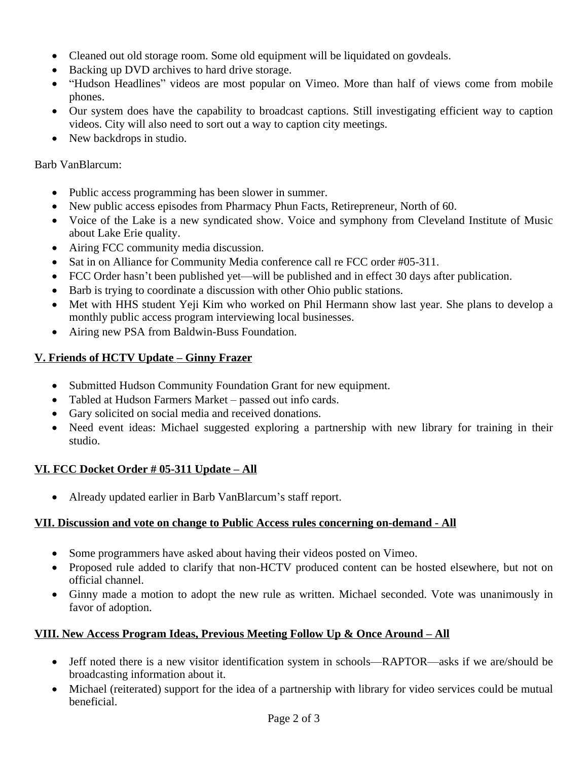- Cleaned out old storage room. Some old equipment will be liquidated on govdeals.
- Backing up DVD archives to hard drive storage.
- "Hudson Headlines" videos are most popular on Vimeo. More than half of views come from mobile phones.
- Our system does have the capability to broadcast captions. Still investigating efficient way to caption videos. City will also need to sort out a way to caption city meetings.
- New backdrops in studio.

Barb VanBlarcum:

- Public access programming has been slower in summer.
- New public access episodes from Pharmacy Phun Facts, Retirepreneur, North of 60.
- Voice of the Lake is a new syndicated show. Voice and symphony from Cleveland Institute of Music about Lake Erie quality.
- Airing FCC community media discussion.
- Sat in on Alliance for Community Media conference call re FCC order #05-311.
- FCC Order hasn't been published yet—will be published and in effect 30 days after publication.
- Barb is trying to coordinate a discussion with other Ohio public stations.
- Met with HHS student Yeji Kim who worked on Phil Hermann show last year. She plans to develop a monthly public access program interviewing local businesses.
- Airing new PSA from Baldwin-Buss Foundation.

**V. Friends of HCTV Update – Ginny Frazer**

- Submitted Hudson Community Foundation Grant for new equipment.
- Tabled at Hudson Farmers Market – passed out info cards.
- Gary solicited on social media and received donations.
- Need event ideas: Michael suggested exploring a partnership with new library for training in their studio.

**VI. FCC Docket Order # 05-311 Update – All**

- Already updated earlier in Barb VanBlarcum's staff report.

**VII. Discussion and vote on change to Public Access rules concerning on-demand - All**

- Some programmers have asked about having their videos posted on Vimeo.
- Proposed rule added to clarify that non-HCTV produced content can be hosted elsewhere, but not on official channel.
- Ginny made a motion to adopt the new rule as written. Michael seconded. Vote was unanimously in favor of adoption.

**VIII. New Access Program Ideas, Previous Meeting Follow Up & Once Around – All**

- Jeff noted there is a new visitor identification system in schools—RAPTOR—asks if we are/should be broadcasting information about it.
- Michael (reiterated) support for the idea of a partnership with library for video services could be mutual beneficial.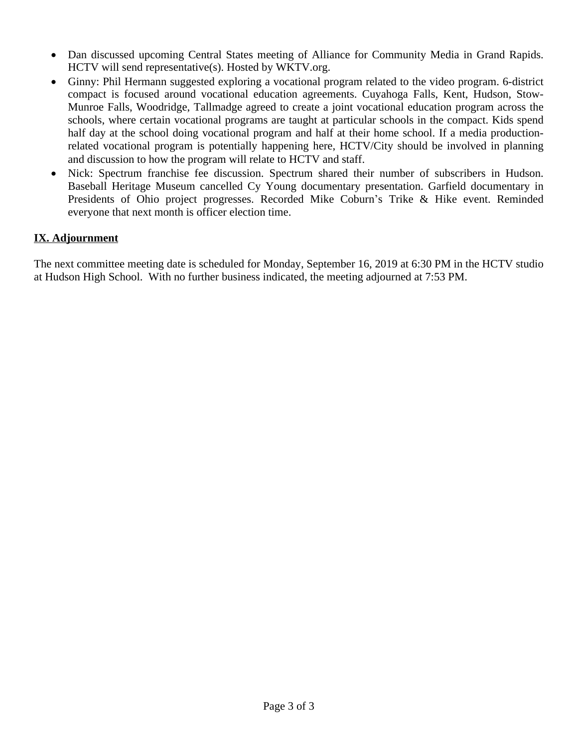- Dan discussed upcoming Central States meeting of Alliance for Community Media in Grand Rapids. HCTV will send representative(s). Hosted by WKTV.org.
- Ginny: Phil Hermann suggested exploring a vocational program related to the video program. 6-district compact is focused around vocational education agreements. Cuyahoga Falls, Kent, Hudson, Stow-Munroe Falls, Woodridge, Tallmadge agreed to create a joint vocational education program across the schools, where certain vocational programs are taught at particular schools in the compact. Kids spend half day at the school doing vocational program and half at their home school. If a media production-related vocational program is potentially happening here, HCTV/City should be involved in planning and discussion to how the program will relate to HCTV and staff.
- Nick: Spectrum franchise fee discussion. Spectrum shared their number of subscribers in Hudson. Baseball Heritage Museum cancelled Cy Young documentary presentation. Garfield documentary in Presidents of Ohio project progresses. Recorded Mike Coburn's Trike & Hike event. Reminded everyone that next month is officer election time.

**IX. Adjournment**

The next committee meeting date is scheduled for Monday, September 16, 2019 at 6:30 PM in the HCTV studio at Hudson High School. With no further business indicated, the meeting adjourned at 7:53 PM.